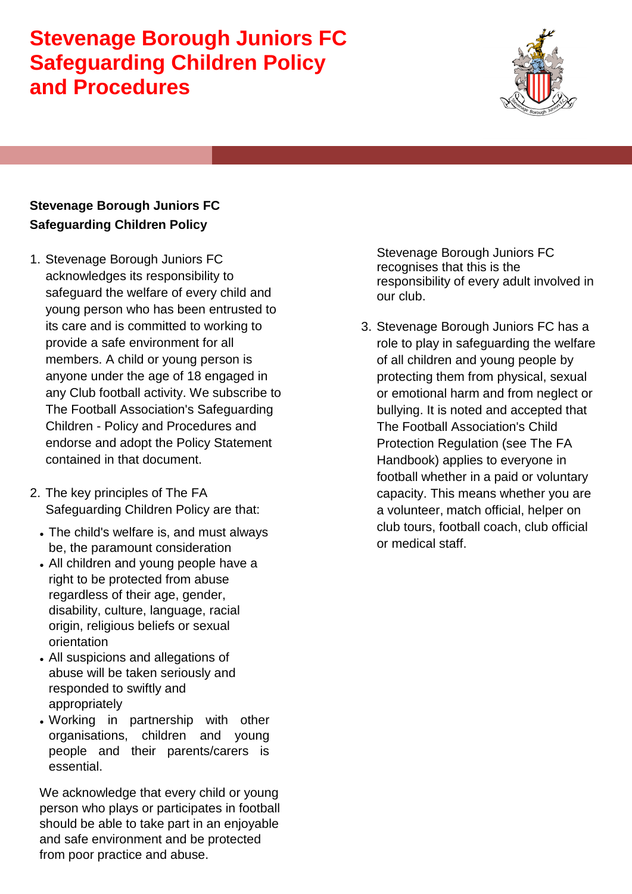# Stevenage Borough Juniors FC Safeguarding Children Policy and Procedures

**Stevenage Borough Juniors FC**
**Safeguarding Children Policy**

1. Stevenage Borough Juniors FC acknowledges its responsibility to safeguard the welfare of every child and young person who has been entrusted to its care and is committed to working to provide a safe environment for all members. A child or young person is anyone under the age of 18 engaged in any Club football activity. We subscribe to The Football Association's Safeguarding Children - Policy and Procedures and endorse and adopt the Policy Statement contained in that document.

2. The key principles of The FA Safeguarding Children Policy are that:
   - The child's welfare is, and must always be, the paramount consideration
   - All children and young people have a right to be protected from abuse regardless of their age, gender, disability, culture, language, racial origin, religious beliefs or sexual orientation
   - All suspicions and allegations of abuse will be taken seriously and responded to swiftly and appropriately
   - Working in partnership with other organisations, children and young people and their parents/carers is essential.

   We acknowledge that every child or young person who plays or participates in football should be able to take part in an enjoyable and safe environment and be protected from poor practice and abuse. Stevenage Borough Juniors FC recognises that this is the responsibility of every adult involved in our club.

3. Stevenage Borough Juniors FC has a role to play in safeguarding the welfare of all children and young people by protecting them from physical, sexual or emotional harm and from neglect or bullying. It is noted and accepted that The Football Association's Child Protection Regulation (see The FA Handbook) applies to everyone in football whether in a paid or voluntary capacity. This means whether you are a volunteer, match official, helper on club tours, football coach, club official or medical staff.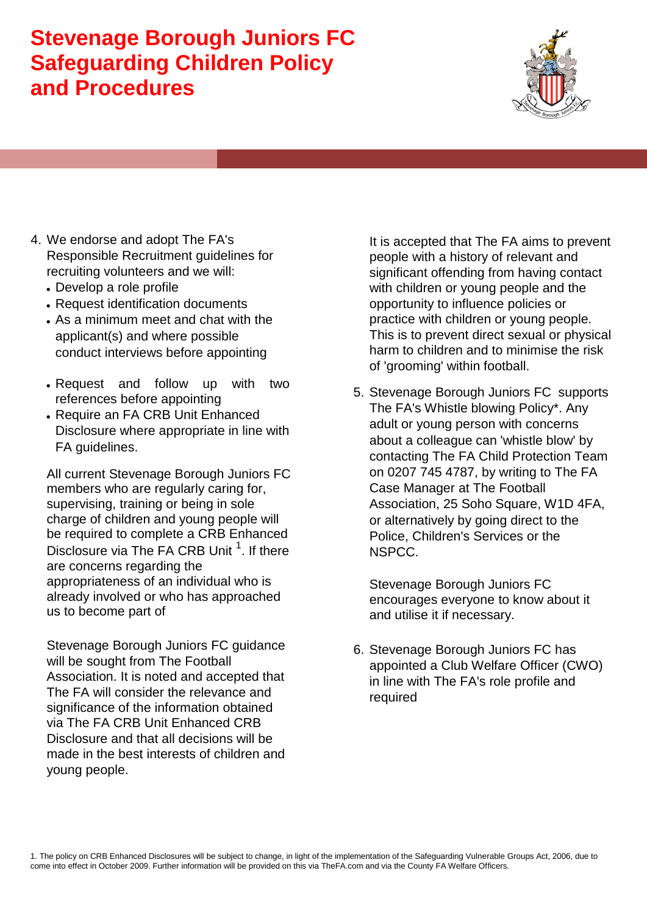# Stevenage Borough Juniors FC Safeguarding Children Policy and Procedures

4. We endorse and adopt The FA's Responsible Recruitment guidelines for recruiting volunteers and we will:
   - Develop a role profile
   - Request identification documents
   - As a minimum meet and chat with the applicant(s) and where possible conduct interviews before appointing
   - Request and follow up with two references before appointing
   - Require an FA CRB Unit Enhanced Disclosure where appropriate in line with FA guidelines.

   All current Stevenage Borough Juniors FC members who are regularly caring for, supervising, training or being in sole charge of children and young people will be required to complete a CRB Enhanced Disclosure via The FA CRB Unit [1]. If there are concerns regarding the appropriateness of an individual who is already involved or who has approached us to become part of

   Stevenage Borough Juniors FC guidance will be sought from The Football Association. It is noted and accepted that The FA will consider the relevance and significance of the information obtained via The FA CRB Unit Enhanced CRB Disclosure and that all decisions will be made in the best interests of children and young people.

   It is accepted that The FA aims to prevent people with a history of relevant and significant offending from having contact with children or young people and the opportunity to influence policies or practice with children or young people. This is to prevent direct sexual or physical harm to children and to minimise the risk of 'grooming' within football.

5. Stevenage Borough Juniors FC supports The FA's Whistle blowing Policy*. Any adult or young person with concerns about a colleague can 'whistle blow' by contacting The FA Child Protection Team on 0207 745 4787, by writing to The FA Case Manager at The Football Association, 25 Soho Square, W1D 4FA, or alternatively by going direct to the Police, Children's Services or the NSPCC.

   Stevenage Borough Juniors FC encourages everyone to know about it and utilise it if necessary.

6. Stevenage Borough Juniors FC has appointed a Club Welfare Officer (CWO) in line with The FA's role profile and required

1. The policy on CRB Enhanced Disclosures will be subject to change, in light of the implementation of the Safeguarding Vulnerable Groups Act, 2006, due to come into effect in October 2009. Further information will be provided on this via TheFA.com and via the County FA Welfare Officers.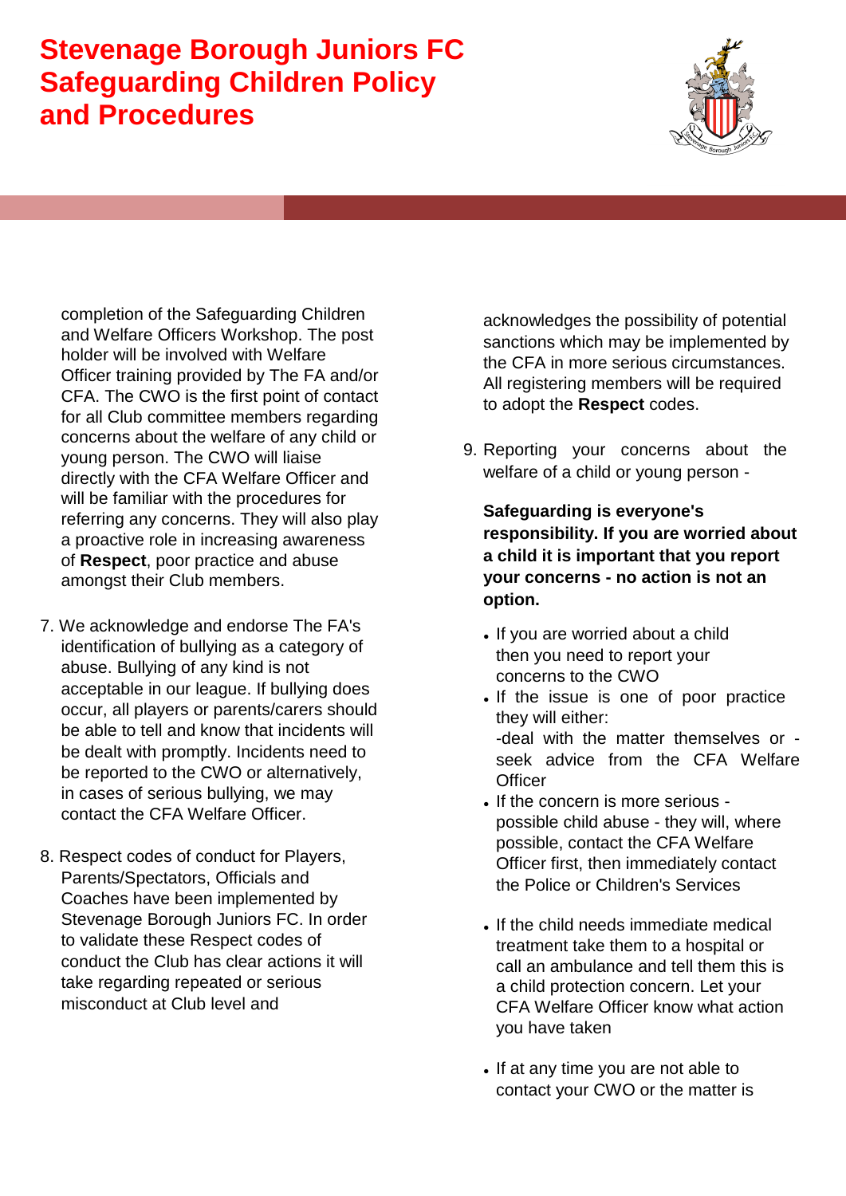completion of the Safeguarding Children and Welfare Officers Workshop. The post holder will be involved with Welfare Officer training provided by The FA and/or CFA. The CWO is the first point of contact for all Club committee members regarding concerns about the welfare of any child or young person. The CWO will liaise directly with the CFA Welfare Officer and will be familiar with the procedures for referring any concerns. They will also play a proactive role in increasing awareness of **Respect**, poor practice and abuse amongst their Club members.

7. We acknowledge and endorse The FA's identification of bullying as a category of abuse. Bullying of any kind is not acceptable in our league. If bullying does occur, all players or parents/carers should be able to tell and know that incidents will be dealt with promptly. Incidents need to be reported to the CWO or alternatively, in cases of serious bullying, we may contact the CFA Welfare Officer.

8. Respect codes of conduct for Players, Parents/Spectators, Officials and Coaches have been implemented by Stevenage Borough Juniors FC. In order to validate these Respect codes of conduct the Club has clear actions it will take regarding repeated or serious misconduct at Club level and acknowledges the possibility of potential sanctions which may be implemented by the CFA in more serious circumstances. All registering members will be required to adopt the **Respect** codes.

9. Reporting your concerns about the welfare of a child or young person -

   **Safeguarding is everyone's responsibility. If you are worried about a child it is important that you report your concerns - no action is not an option.**

   - If you are worried about a child then you need to report your concerns to the CWO
   - If the issue is one of poor practice they will either:
     -deal with the matter themselves or -seek advice from the CFA Welfare Officer
   - If the concern is more serious - possible child abuse - they will, where possible, contact the CFA Welfare Officer first, then immediately contact the Police or Children's Services
   - If the child needs immediate medical treatment take them to a hospital or call an ambulance and tell them this is a child protection concern. Let your CFA Welfare Officer know what action you have taken
   - If at any time you are not able to contact your CWO or the matter is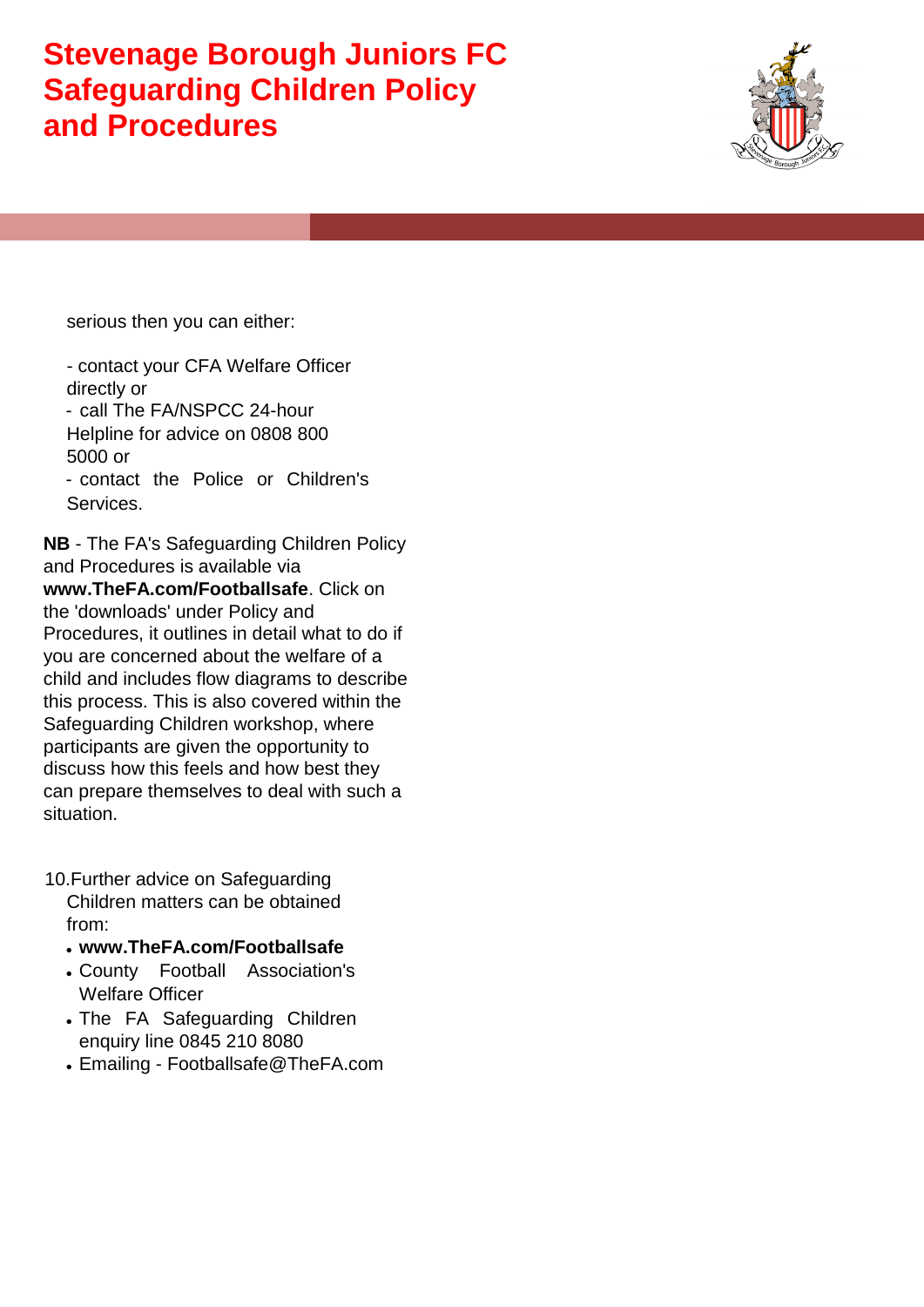serious then you can either:

- contact your CFA Welfare Officer directly or
- call The FA/NSPCC 24-hour Helpline for advice on 0808 800 5000 or
- contact the Police or Children's Services.

**NB** - The FA's Safeguarding Children Policy and Procedures is available via **www.TheFA.com/Footballsafe**. Click on the 'downloads' under Policy and Procedures, it outlines in detail what to do if you are concerned about the welfare of a child and includes flow diagrams to describe this process. This is also covered within the Safeguarding Children workshop, where participants are given the opportunity to discuss how this feels and how best they can prepare themselves to deal with such a situation.

10. Further advice on Safeguarding Children matters can be obtained from:
    - **www.TheFA.com/Footballsafe**
    - County Football Association's Welfare Officer
    - The FA Safeguarding Children enquiry line 0845 210 8080
    - Emailing - Footballsafe@TheFA.com